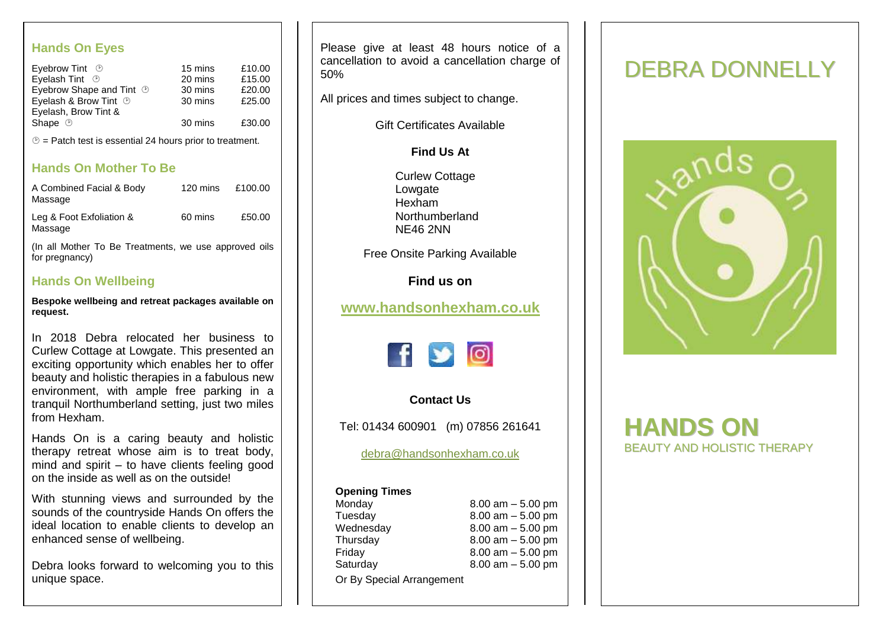## Hands On Eyes

| | | |
|---|---|---|
| Eyebrow Tint ⓟ | 15 mins | £10.00 |
| Eyelash Tint ⓟ | 20 mins | £15.00 |
| Eyebrow Shape and Tint ⓟ | 30 mins | £20.00 |
| Eyelash & Brow Tint ⓟ | 30 mins | £25.00 |
| Eyelash, Brow Tint & Shape ⓟ | 30 mins | £30.00 |

ⓟ = Patch test is essential 24 hours prior to treatment.

## Hands On Mother To Be

| | | |
|---|---|---|
| A Combined Facial & Body Massage | 120 mins | £100.00 |
| Leg & Foot Exfoliation & Massage | 60 mins | £50.00 |

(In all Mother To Be Treatments, we use approved oils for pregnancy)

## Hands On Wellbeing

**Bespoke wellbeing and retreat packages available on request.**

In 2018 Debra relocated her business to Curlew Cottage at Lowgate. This presented an exciting opportunity which enables her to offer beauty and holistic therapies in a fabulous new environment, with ample free parking in a tranquil Northumberland setting, just two miles from Hexham.

Hands On is a caring beauty and holistic therapy retreat whose aim is to treat body, mind and spirit – to have clients feeling good on the inside as well as on the outside!

With stunning views and surrounded by the sounds of the countryside Hands On offers the ideal location to enable clients to develop an enhanced sense of wellbeing.

Debra looks forward to welcoming you to this unique space.

Please give at least 48 hours notice of a cancellation to avoid a cancellation charge of 50%

All prices and times subject to change.

Gift Certificates Available

**Find Us At**

Curlew Cottage
Lowgate
Hexham
Northumberland
NE46 2NN

Free Onsite Parking Available

**Find us on**

**www.handsonhexham.co.uk**

**Contact Us**

Tel: 01434 600901 (m) 07856 261641

debra@handsonhexham.co.uk

**Opening Times**

| | |
|---|---|
| Monday | 8.00 am – 5.00 pm |
| Tuesday | 8.00 am – 5.00 pm |
| Wednesday | 8.00 am – 5.00 pm |
| Thursday | 8.00 am – 5.00 pm |
| Friday | 8.00 am – 5.00 pm |
| Saturday | 8.00 am – 5.00 pm |

Or By Special Arrangement

# DEBRA DONNELLY

Hands On

# HANDS ON

BEAUTY AND HOLISTIC THERAPY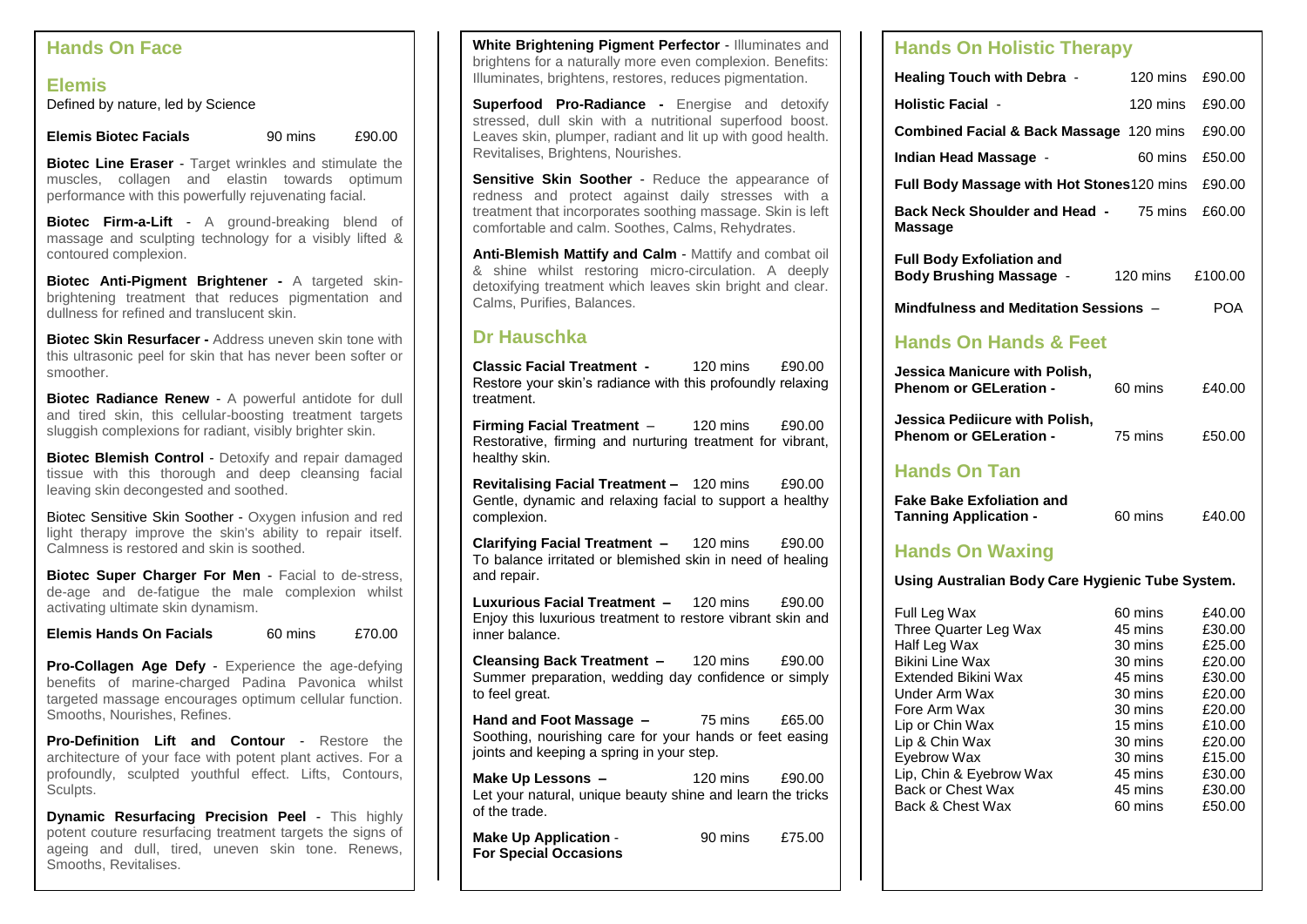## Hands On Face

### Elemis

Defined by nature, led by Science

**Elemis Biotec Facials** 90 mins £90.00

**Biotec Line Eraser** - Target wrinkles and stimulate the muscles, collagen and elastin towards optimum performance with this powerfully rejuvenating facial.

**Biotec Firm-a-Lift** - A ground-breaking blend of massage and sculpting technology for a visibly lifted & contoured complexion.

**Biotec Anti-Pigment Brightener -** A targeted skin-brightening treatment that reduces pigmentation and dullness for refined and translucent skin.

**Biotec Skin Resurfacer -** Address uneven skin tone with this ultrasonic peel for skin that has never been softer or smoother.

**Biotec Radiance Renew** - A powerful antidote for dull and tired skin, this cellular-boosting treatment targets sluggish complexions for radiant, visibly brighter skin.

**Biotec Blemish Control** - Detoxify and repair damaged tissue with this thorough and deep cleansing facial leaving skin decongested and soothed.

Biotec Sensitive Skin Soother - Oxygen infusion and red light therapy improve the skin's ability to repair itself. Calmness is restored and skin is soothed.

**Biotec Super Charger For Men** - Facial to de-stress, de-age and de-fatigue the male complexion whilst activating ultimate skin dynamism.

**Elemis Hands On Facials** 60 mins £70.00

**Pro-Collagen Age Defy** - Experience the age-defying benefits of marine-charged Padina Pavonica whilst targeted massage encourages optimum cellular function. Smooths, Nourishes, Refines.

**Pro-Definition Lift and Contour** - Restore the architecture of your face with potent plant actives. For a profoundly, sculpted youthful effect. Lifts, Contours, Sculpts.

**Dynamic Resurfacing Precision Peel** - This highly potent couture resurfacing treatment targets the signs of ageing and dull, tired, uneven skin tone. Renews, Smooths, Revitalises.

**White Brightening Pigment Perfector** - Illuminates and brightens for a naturally more even complexion. Benefits: Illuminates, brightens, restores, reduces pigmentation.

**Superfood Pro-Radiance -** Energise and detoxify stressed, dull skin with a nutritional superfood boost. Leaves skin, plumper, radiant and lit up with good health. Revitalises, Brightens, Nourishes.

**Sensitive Skin Soother** - Reduce the appearance of redness and protect against daily stresses with a treatment that incorporates soothing massage. Skin is left comfortable and calm. Soothes, Calms, Rehydrates.

**Anti-Blemish Mattify and Calm** - Mattify and combat oil & shine whilst restoring micro-circulation. A deeply detoxifying treatment which leaves skin bright and clear. Calms, Purifies, Balances.

### Dr Hauschka

**Classic Facial Treatment -** 120 mins £90.00
Restore your skin's radiance with this profoundly relaxing treatment.

**Firming Facial Treatment** – 120 mins £90.00
Restorative, firming and nurturing treatment for vibrant, healthy skin.

**Revitalising Facial Treatment –** 120 mins £90.00
Gentle, dynamic and relaxing facial to support a healthy complexion.

**Clarifying Facial Treatment –** 120 mins £90.00
To balance irritated or blemished skin in need of healing and repair.

**Luxurious Facial Treatment –** 120 mins £90.00
Enjoy this luxurious treatment to restore vibrant skin and inner balance.

**Cleansing Back Treatment –** 120 mins £90.00
Summer preparation, wedding day confidence or simply to feel great.

**Hand and Foot Massage –** 75 mins £65.00
Soothing, nourishing care for your hands or feet easing joints and keeping a spring in your step.

**Make Up Lessons –** 120 mins £90.00
Let your natural, unique beauty shine and learn the tricks of the trade.

**Make Up Application - For Special Occasions** 90 mins £75.00

## Hands On Holistic Therapy

| | | |
|---|---|---|
| **Healing Touch with Debra** - | 120 mins | £90.00 |
| **Holistic Facial** - | 120 mins | £90.00 |
| **Combined Facial & Back Massage** | 120 mins | £90.00 |
| **Indian Head Massage** - | 60 mins | £50.00 |
| **Full Body Massage with Hot Stones** | 120 mins | £90.00 |
| **Back Neck Shoulder and Head Massage** - | 75 mins | £60.00 |
| **Full Body Exfoliation and Body Brushing Massage** - | 120 mins | £100.00 |
| **Mindfulness and Meditation Sessions** – | | POA |

## Hands On Hands & Feet

| | | |
|---|---|---|
| **Jessica Manicure with Polish, Phenom or GELeration -** | 60 mins | £40.00 |
| **Jessica Pediicure with Polish, Phenom or GELeration -** | 75 mins | £50.00 |

## Hands On Tan

| | | |
|---|---|---|
| **Fake Bake Exfoliation and Tanning Application -** | 60 mins | £40.00 |

## Hands On Waxing

**Using Australian Body Care Hygienic Tube System.**

| | | |
|---|---|---|
| Full Leg Wax | 60 mins | £40.00 |
| Three Quarter Leg Wax | 45 mins | £30.00 |
| Half Leg Wax | 30 mins | £25.00 |
| Bikini Line Wax | 30 mins | £20.00 |
| Extended Bikini Wax | 45 mins | £30.00 |
| Under Arm Wax | 30 mins | £20.00 |
| Fore Arm Wax | 30 mins | £20.00 |
| Lip or Chin Wax | 15 mins | £10.00 |
| Lip & Chin Wax | 30 mins | £20.00 |
| Eyebrow Wax | 30 mins | £15.00 |
| Lip, Chin & Eyebrow Wax | 45 mins | £30.00 |
| Back or Chest Wax | 45 mins | £30.00 |
| Back & Chest Wax | 60 mins | £50.00 |